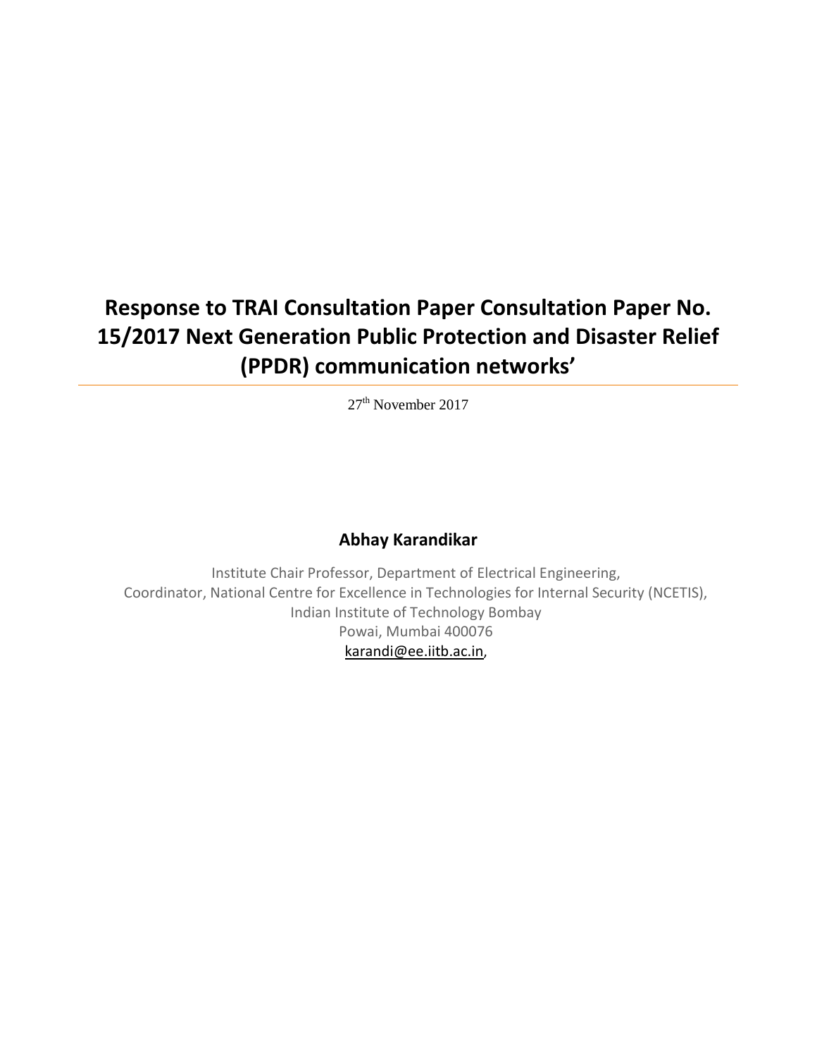# Response to TRAI Consultation Paper Consultation Paper No. 15/2017 Next Generation Public Protection and Disaster Relief (PPDR) communication networks'

27th November 2017

**Abhay Karandikar**

Institute Chair Professor, Department of Electrical Engineering,
Coordinator, National Centre for Excellence in Technologies for Internal Security (NCETIS),
Indian Institute of Technology Bombay
Powai, Mumbai 400076
karandi@ee.iitb.ac.in,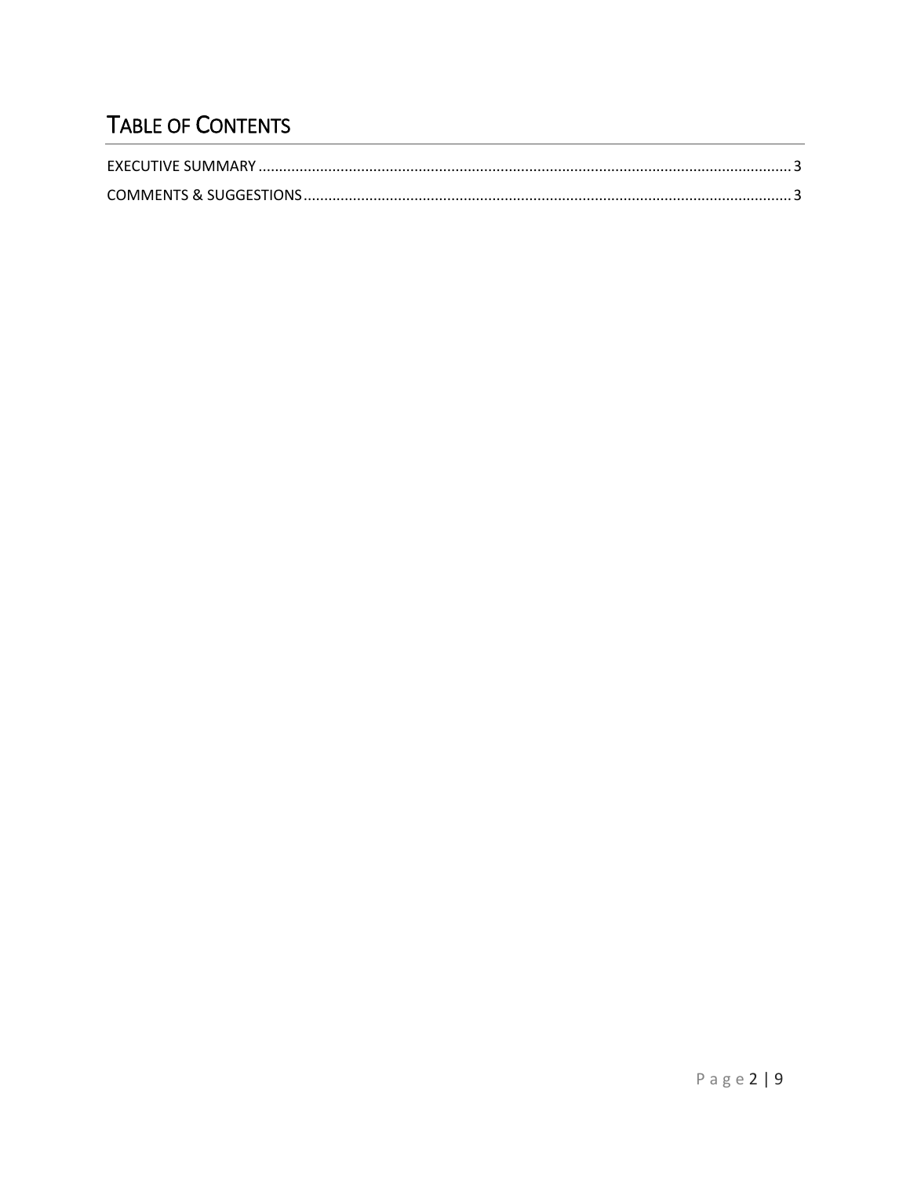# TABLE OF CONTENTS

EXECUTIVE SUMMARY ............................................................................................................................ 3

COMMENTS & SUGGESTIONS ................................................................................................................ 3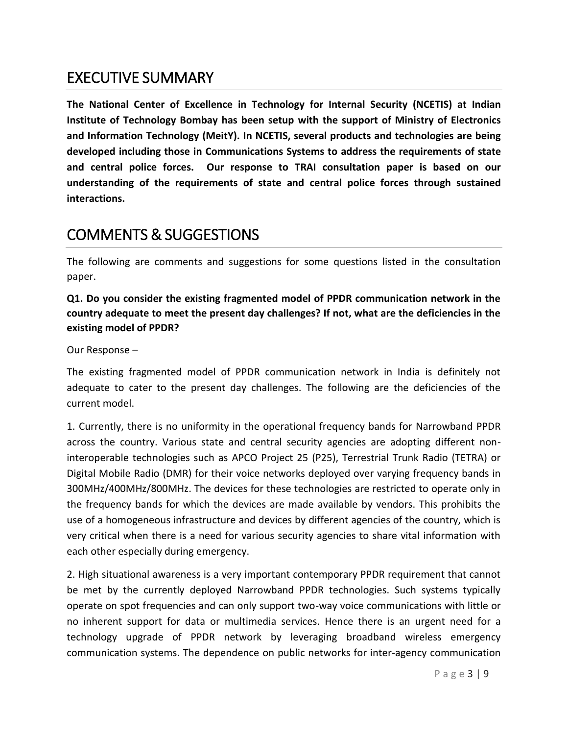# EXECUTIVE SUMMARY

**The National Center of Excellence in Technology for Internal Security (NCETIS) at Indian Institute of Technology Bombay has been setup with the support of Ministry of Electronics and Information Technology (MeitY). In NCETIS, several products and technologies are being developed including those in Communications Systems to address the requirements of state and central police forces. Our response to TRAI consultation paper is based on our understanding of the requirements of state and central police forces through sustained interactions.**

# COMMENTS & SUGGESTIONS

The following are comments and suggestions for some questions listed in the consultation paper.

**Q1. Do you consider the existing fragmented model of PPDR communication network in the country adequate to meet the present day challenges? If not, what are the deficiencies in the existing model of PPDR?**

Our Response –

The existing fragmented model of PPDR communication network in India is definitely not adequate to cater to the present day challenges. The following are the deficiencies of the current model.

1. Currently, there is no uniformity in the operational frequency bands for Narrowband PPDR across the country. Various state and central security agencies are adopting different non-interoperable technologies such as APCO Project 25 (P25), Terrestrial Trunk Radio (TETRA) or Digital Mobile Radio (DMR) for their voice networks deployed over varying frequency bands in 300MHz/400MHz/800MHz. The devices for these technologies are restricted to operate only in the frequency bands for which the devices are made available by vendors. This prohibits the use of a homogeneous infrastructure and devices by different agencies of the country, which is very critical when there is a need for various security agencies to share vital information with each other especially during emergency.

2. High situational awareness is a very important contemporary PPDR requirement that cannot be met by the currently deployed Narrowband PPDR technologies. Such systems typically operate on spot frequencies and can only support two-way voice communications with little or no inherent support for data or multimedia services. Hence there is an urgent need for a technology upgrade of PPDR network by leveraging broadband wireless emergency communication systems. The dependence on public networks for inter-agency communication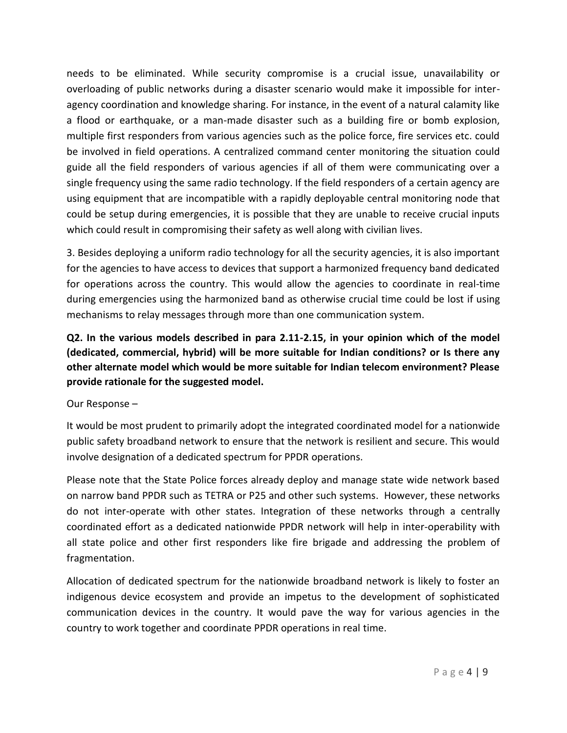needs to be eliminated. While security compromise is a crucial issue, unavailability or overloading of public networks during a disaster scenario would make it impossible for inter-agency coordination and knowledge sharing. For instance, in the event of a natural calamity like a flood or earthquake, or a man-made disaster such as a building fire or bomb explosion, multiple first responders from various agencies such as the police force, fire services etc. could be involved in field operations. A centralized command center monitoring the situation could guide all the field responders of various agencies if all of them were communicating over a single frequency using the same radio technology. If the field responders of a certain agency are using equipment that are incompatible with a rapidly deployable central monitoring node that could be setup during emergencies, it is possible that they are unable to receive crucial inputs which could result in compromising their safety as well along with civilian lives.

3. Besides deploying a uniform radio technology for all the security agencies, it is also important for the agencies to have access to devices that support a harmonized frequency band dedicated for operations across the country. This would allow the agencies to coordinate in real-time during emergencies using the harmonized band as otherwise crucial time could be lost if using mechanisms to relay messages through more than one communication system.

**Q2. In the various models described in para 2.11-2.15, in your opinion which of the model (dedicated, commercial, hybrid) will be more suitable for Indian conditions? or Is there any other alternate model which would be more suitable for Indian telecom environment? Please provide rationale for the suggested model.**

Our Response –

It would be most prudent to primarily adopt the integrated coordinated model for a nationwide public safety broadband network to ensure that the network is resilient and secure. This would involve designation of a dedicated spectrum for PPDR operations.

Please note that the State Police forces already deploy and manage state wide network based on narrow band PPDR such as TETRA or P25 and other such systems. However, these networks do not inter-operate with other states. Integration of these networks through a centrally coordinated effort as a dedicated nationwide PPDR network will help in inter-operability with all state police and other first responders like fire brigade and addressing the problem of fragmentation.

Allocation of dedicated spectrum for the nationwide broadband network is likely to foster an indigenous device ecosystem and provide an impetus to the development of sophisticated communication devices in the country. It would pave the way for various agencies in the country to work together and coordinate PPDR operations in real time.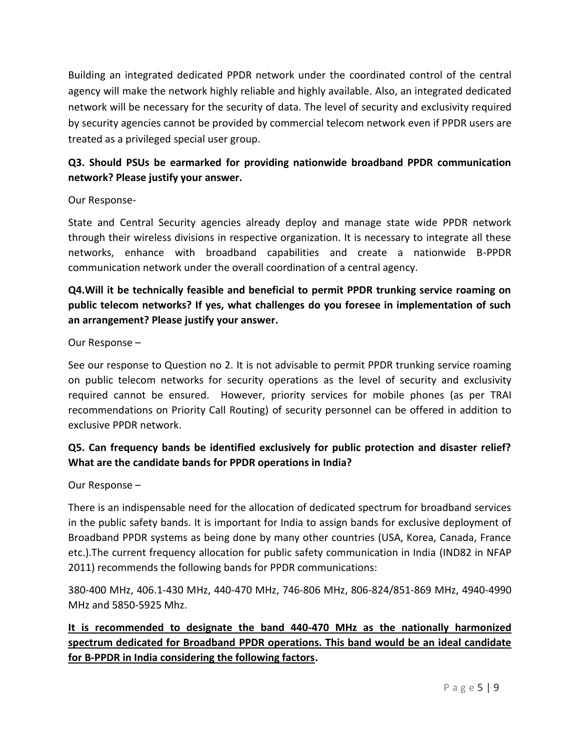Building an integrated dedicated PPDR network under the coordinated control of the central agency will make the network highly reliable and highly available. Also, an integrated dedicated network will be necessary for the security of data. The level of security and exclusivity required by security agencies cannot be provided by commercial telecom network even if PPDR users are treated as a privileged special user group.

**Q3. Should PSUs be earmarked for providing nationwide broadband PPDR communication network? Please justify your answer.**

Our Response-

State and Central Security agencies already deploy and manage state wide PPDR network through their wireless divisions in respective organization. It is necessary to integrate all these networks, enhance with broadband capabilities and create a nationwide B-PPDR communication network under the overall coordination of a central agency.

**Q4.Will it be technically feasible and beneficial to permit PPDR trunking service roaming on public telecom networks? If yes, what challenges do you foresee in implementation of such an arrangement? Please justify your answer.**

Our Response –

See our response to Question no 2. It is not advisable to permit PPDR trunking service roaming on public telecom networks for security operations as the level of security and exclusivity required cannot be ensured. However, priority services for mobile phones (as per TRAI recommendations on Priority Call Routing) of security personnel can be offered in addition to exclusive PPDR network.

**Q5. Can frequency bands be identified exclusively for public protection and disaster relief? What are the candidate bands for PPDR operations in India?**

Our Response –

There is an indispensable need for the allocation of dedicated spectrum for broadband services in the public safety bands. It is important for India to assign bands for exclusive deployment of Broadband PPDR systems as being done by many other countries (USA, Korea, Canada, France etc.).The current frequency allocation for public safety communication in India (IND82 in NFAP 2011) recommends the following bands for PPDR communications:

380-400 MHz, 406.1-430 MHz, 440-470 MHz, 746-806 MHz, 806-824/851-869 MHz, 4940-4990 MHz and 5850-5925 Mhz.

<u>**It is recommended to designate the band 440-470 MHz as the nationally harmonized spectrum dedicated for Broadband PPDR operations. This band would be an ideal candidate for B-PPDR in India considering the following factors**</u>**.**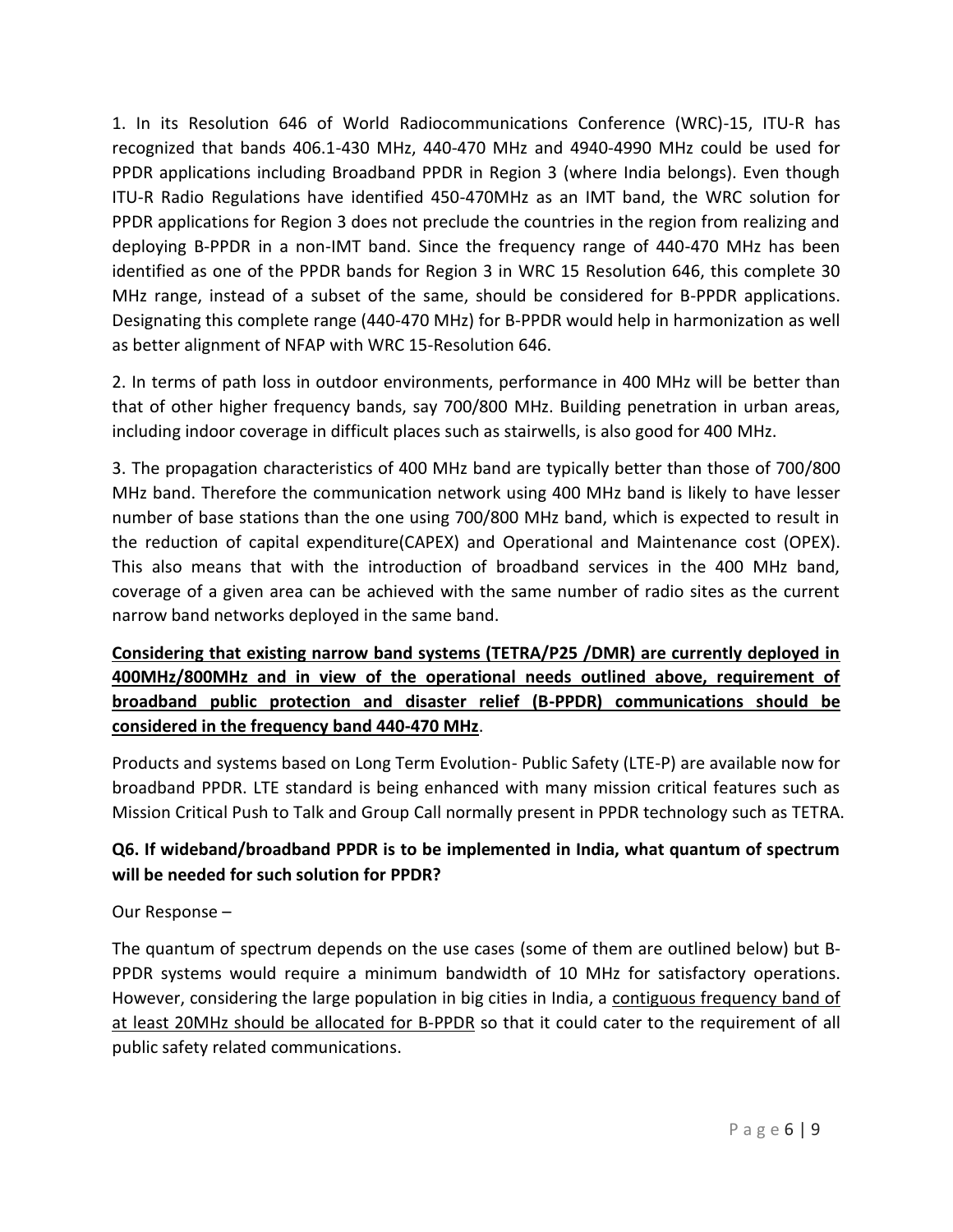1. In its Resolution 646 of World Radiocommunications Conference (WRC)-15, ITU-R has recognized that bands 406.1-430 MHz, 440-470 MHz and 4940-4990 MHz could be used for PPDR applications including Broadband PPDR in Region 3 (where India belongs). Even though ITU-R Radio Regulations have identified 450-470MHz as an IMT band, the WRC solution for PPDR applications for Region 3 does not preclude the countries in the region from realizing and deploying B-PPDR in a non-IMT band. Since the frequency range of 440-470 MHz has been identified as one of the PPDR bands for Region 3 in WRC 15 Resolution 646, this complete 30 MHz range, instead of a subset of the same, should be considered for B-PPDR applications. Designating this complete range (440-470 MHz) for B-PPDR would help in harmonization as well as better alignment of NFAP with WRC 15-Resolution 646.

2. In terms of path loss in outdoor environments, performance in 400 MHz will be better than that of other higher frequency bands, say 700/800 MHz. Building penetration in urban areas, including indoor coverage in difficult places such as stairwells, is also good for 400 MHz.

3. The propagation characteristics of 400 MHz band are typically better than those of 700/800 MHz band. Therefore the communication network using 400 MHz band is likely to have lesser number of base stations than the one using 700/800 MHz band, which is expected to result in the reduction of capital expenditure(CAPEX) and Operational and Maintenance cost (OPEX). This also means that with the introduction of broadband services in the 400 MHz band, coverage of a given area can be achieved with the same number of radio sites as the current narrow band networks deployed in the same band.

**Considering that existing narrow band systems (TETRA/P25 /DMR) are currently deployed in 400MHz/800MHz and in view of the operational needs outlined above, requirement of broadband public protection and disaster relief (B-PPDR) communications should be considered in the frequency band 440-470 MHz**.

Products and systems based on Long Term Evolution- Public Safety (LTE-P) are available now for broadband PPDR. LTE standard is being enhanced with many mission critical features such as Mission Critical Push to Talk and Group Call normally present in PPDR technology such as TETRA.

**Q6. If wideband/broadband PPDR is to be implemented in India, what quantum of spectrum will be needed for such solution for PPDR?**

Our Response –

The quantum of spectrum depends on the use cases (some of them are outlined below) but B-PPDR systems would require a minimum bandwidth of 10 MHz for satisfactory operations. However, considering the large population in big cities in India, a contiguous frequency band of at least 20MHz should be allocated for B-PPDR so that it could cater to the requirement of all public safety related communications.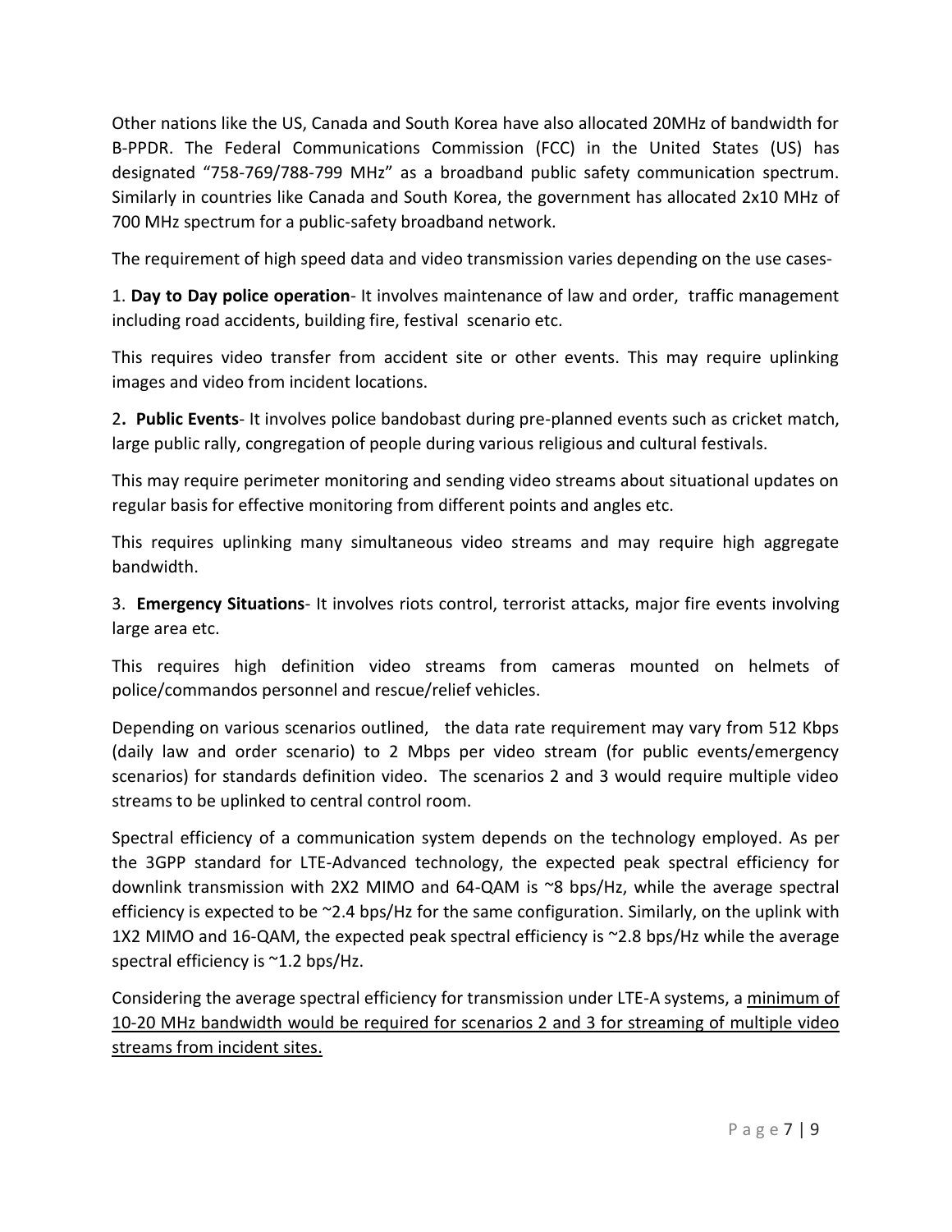Other nations like the US, Canada and South Korea have also allocated 20MHz of bandwidth for B-PPDR. The Federal Communications Commission (FCC) in the United States (US) has designated "758-769/788-799 MHz" as a broadband public safety communication spectrum. Similarly in countries like Canada and South Korea, the government has allocated 2x10 MHz of 700 MHz spectrum for a public-safety broadband network.

The requirement of high speed data and video transmission varies depending on the use cases-

1. **Day to Day police operation**- It involves maintenance of law and order, traffic management including road accidents, building fire, festival scenario etc.

This requires video transfer from accident site or other events. This may require uplinking images and video from incident locations.

2. **Public Events**- It involves police bandobast during pre-planned events such as cricket match, large public rally, congregation of people during various religious and cultural festivals.

This may require perimeter monitoring and sending video streams about situational updates on regular basis for effective monitoring from different points and angles etc.

This requires uplinking many simultaneous video streams and may require high aggregate bandwidth.

3. **Emergency Situations**- It involves riots control, terrorist attacks, major fire events involving large area etc.

This requires high definition video streams from cameras mounted on helmets of police/commandos personnel and rescue/relief vehicles.

Depending on various scenarios outlined, the data rate requirement may vary from 512 Kbps (daily law and order scenario) to 2 Mbps per video stream (for public events/emergency scenarios) for standards definition video. The scenarios 2 and 3 would require multiple video streams to be uplinked to central control room.

Spectral efficiency of a communication system depends on the technology employed. As per the 3GPP standard for LTE-Advanced technology, the expected peak spectral efficiency for downlink transmission with 2X2 MIMO and 64-QAM is ~8 bps/Hz, while the average spectral efficiency is expected to be ~2.4 bps/Hz for the same configuration. Similarly, on the uplink with 1X2 MIMO and 16-QAM, the expected peak spectral efficiency is ~2.8 bps/Hz while the average spectral efficiency is ~1.2 bps/Hz.

Considering the average spectral efficiency for transmission under LTE-A systems, a <u>minimum of 10-20 MHz bandwidth would be required for scenarios 2 and 3 for streaming of multiple video streams from incident sites.</u>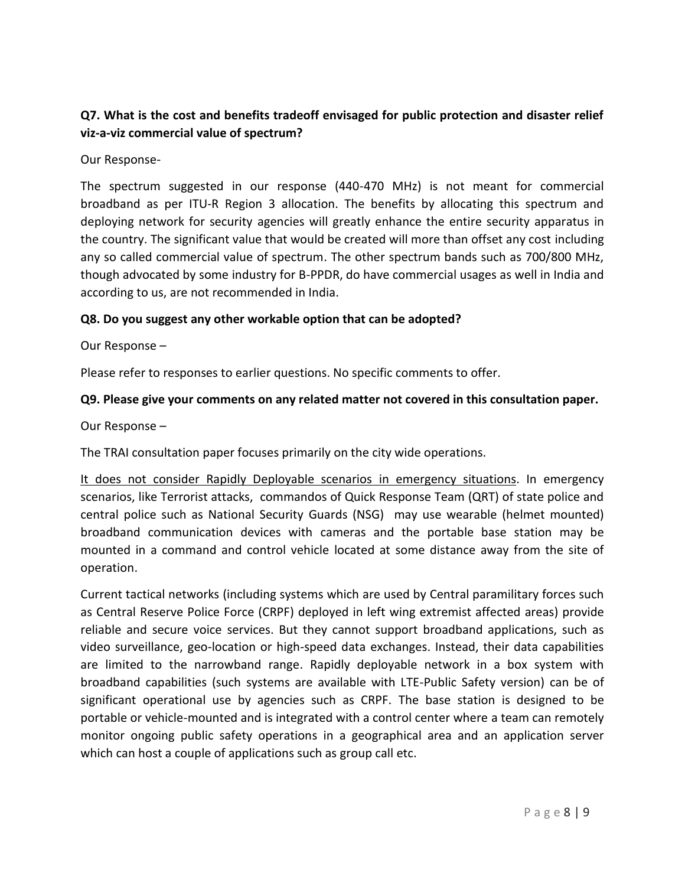**Q7. What is the cost and benefits tradeoff envisaged for public protection and disaster relief viz-a-viz commercial value of spectrum?**

Our Response-

The spectrum suggested in our response (440-470 MHz) is not meant for commercial broadband as per ITU-R Region 3 allocation. The benefits by allocating this spectrum and deploying network for security agencies will greatly enhance the entire security apparatus in the country. The significant value that would be created will more than offset any cost including any so called commercial value of spectrum. The other spectrum bands such as 700/800 MHz, though advocated by some industry for B-PPDR, do have commercial usages as well in India and according to us, are not recommended in India.

**Q8. Do you suggest any other workable option that can be adopted?**

Our Response –

Please refer to responses to earlier questions. No specific comments to offer.

**Q9. Please give your comments on any related matter not covered in this consultation paper.**

Our Response –

The TRAI consultation paper focuses primarily on the city wide operations.

<u>It does not consider Rapidly Deployable scenarios in emergency situations</u>. In emergency scenarios, like Terrorist attacks, commandos of Quick Response Team (QRT) of state police and central police such as National Security Guards (NSG) may use wearable (helmet mounted) broadband communication devices with cameras and the portable base station may be mounted in a command and control vehicle located at some distance away from the site of operation.

Current tactical networks (including systems which are used by Central paramilitary forces such as Central Reserve Police Force (CRPF) deployed in left wing extremist affected areas) provide reliable and secure voice services. But they cannot support broadband applications, such as video surveillance, geo-location or high-speed data exchanges. Instead, their data capabilities are limited to the narrowband range. Rapidly deployable network in a box system with broadband capabilities (such systems are available with LTE-Public Safety version) can be of significant operational use by agencies such as CRPF. The base station is designed to be portable or vehicle-mounted and is integrated with a control center where a team can remotely monitor ongoing public safety operations in a geographical area and an application server which can host a couple of applications such as group call etc.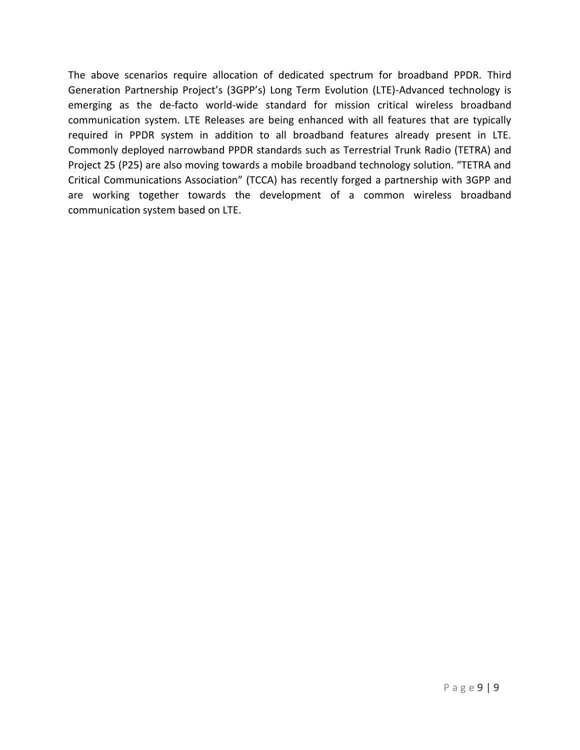The above scenarios require allocation of dedicated spectrum for broadband PPDR. Third Generation Partnership Project's (3GPP's) Long Term Evolution (LTE)-Advanced technology is emerging as the de-facto world-wide standard for mission critical wireless broadband communication system. LTE Releases are being enhanced with all features that are typically required in PPDR system in addition to all broadband features already present in LTE. Commonly deployed narrowband PPDR standards such as Terrestrial Trunk Radio (TETRA) and Project 25 (P25) are also moving towards a mobile broadband technology solution. "TETRA and Critical Communications Association" (TCCA) has recently forged a partnership with 3GPP and are working together towards the development of a common wireless broadband communication system based on LTE.